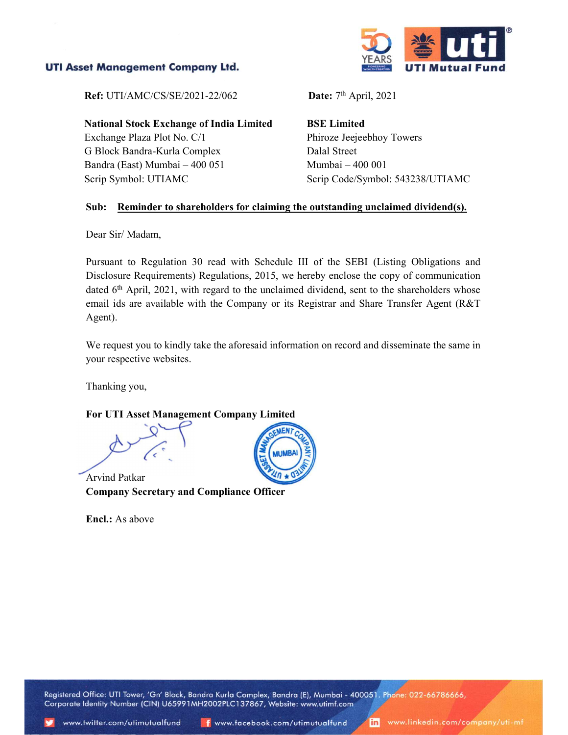**UTI Asset Management Company Ltd.**

**Ref:** UTI/AMC/CS/SE/2021-22/062

**Date:** 7th April, 2021

**National Stock Exchange of India Limited**
Exchange Plaza Plot No. C/1
G Block Bandra-Kurla Complex
Bandra (East) Mumbai – 400 051
Scrip Symbol: UTIAMC

**BSE Limited**
Phiroze Jeejeebhoy Towers
Dalal Street
Mumbai – 400 001
Scrip Code/Symbol: 543238/UTIAMC

**Sub: Reminder to shareholders for claiming the outstanding unclaimed dividend(s).**

Dear Sir/ Madam,

Pursuant to Regulation 30 read with Schedule III of the SEBI (Listing Obligations and Disclosure Requirements) Regulations, 2015, we hereby enclose the copy of communication dated 6th April, 2021, with regard to the unclaimed dividend, sent to the shareholders whose email ids are available with the Company or its Registrar and Share Transfer Agent (R&T Agent).

We request you to kindly take the aforesaid information on record and disseminate the same in your respective websites.

Thanking you,

**For UTI Asset Management Company Limited**

Arvind Patkar
**Company Secretary and Compliance Officer**

**Encl.:** As above

Registered Office: UTI Tower, 'Gn' Block, Bandra Kurla Complex, Bandra (E), Mumbai - 400051. Phone: 022-66786666,
Corporate Identity Number (CIN) U65991MH2002PLC137867, Website: www.utimf.com
www.twitter.com/utimutualfund www.facebook.com/utimutualfund www.linkedin.com/company/uti-mf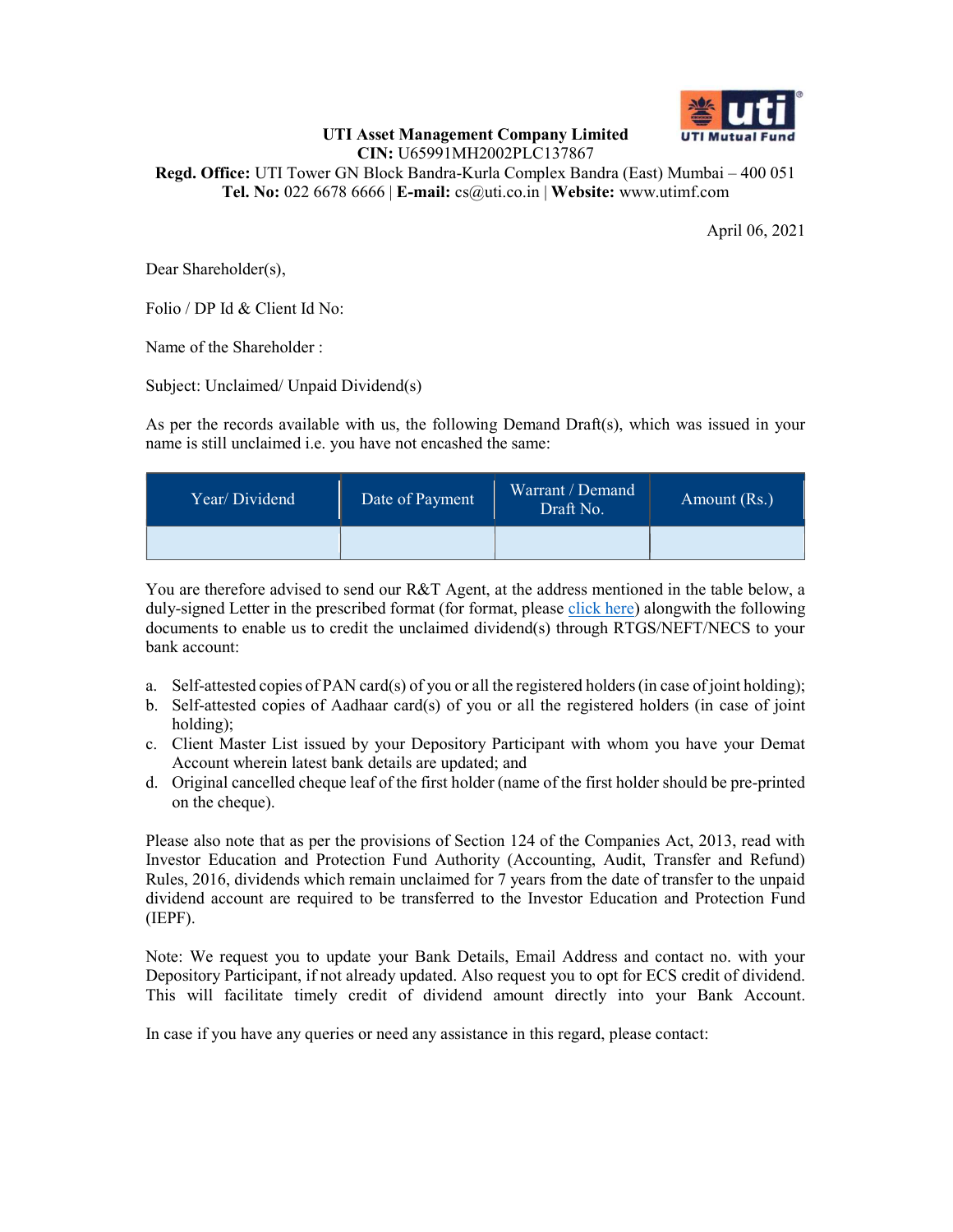**UTI Asset Management Company Limited**
**CIN:** U65991MH2002PLC137867
**Regd. Office:** UTI Tower GN Block Bandra-Kurla Complex Bandra (East) Mumbai – 400 051
**Tel. No:** 022 6678 6666 | **E-mail:** cs@uti.co.in | **Website:** www.utimf.com

April 06, 2021

Dear Shareholder(s),

Folio / DP Id & Client Id No:

Name of the Shareholder :

Subject: Unclaimed/ Unpaid Dividend(s)

As per the records available with us, the following Demand Draft(s), which was issued in your name is still unclaimed i.e. you have not encashed the same:

| Year/ Dividend | Date of Payment | Warrant / Demand Draft No. | Amount (Rs.) |
|---|---|---|---|
| | | | |

You are therefore advised to send our R&T Agent, at the address mentioned in the table below, a duly-signed Letter in the prescribed format (for format, please click here) alongwith the following documents to enable us to credit the unclaimed dividend(s) through RTGS/NEFT/NECS to your bank account:

a. Self-attested copies of PAN card(s) of you or all the registered holders (in case of joint holding);
b. Self-attested copies of Aadhaar card(s) of you or all the registered holders (in case of joint holding);
c. Client Master List issued by your Depository Participant with whom you have your Demat Account wherein latest bank details are updated; and
d. Original cancelled cheque leaf of the first holder (name of the first holder should be pre-printed on the cheque).

Please also note that as per the provisions of Section 124 of the Companies Act, 2013, read with Investor Education and Protection Fund Authority (Accounting, Audit, Transfer and Refund) Rules, 2016, dividends which remain unclaimed for 7 years from the date of transfer to the unpaid dividend account are required to be transferred to the Investor Education and Protection Fund (IEPF).

Note: We request you to update your Bank Details, Email Address and contact no. with your Depository Participant, if not already updated. Also request you to opt for ECS credit of dividend. This will facilitate timely credit of dividend amount directly into your Bank Account.

In case if you have any queries or need any assistance in this regard, please contact: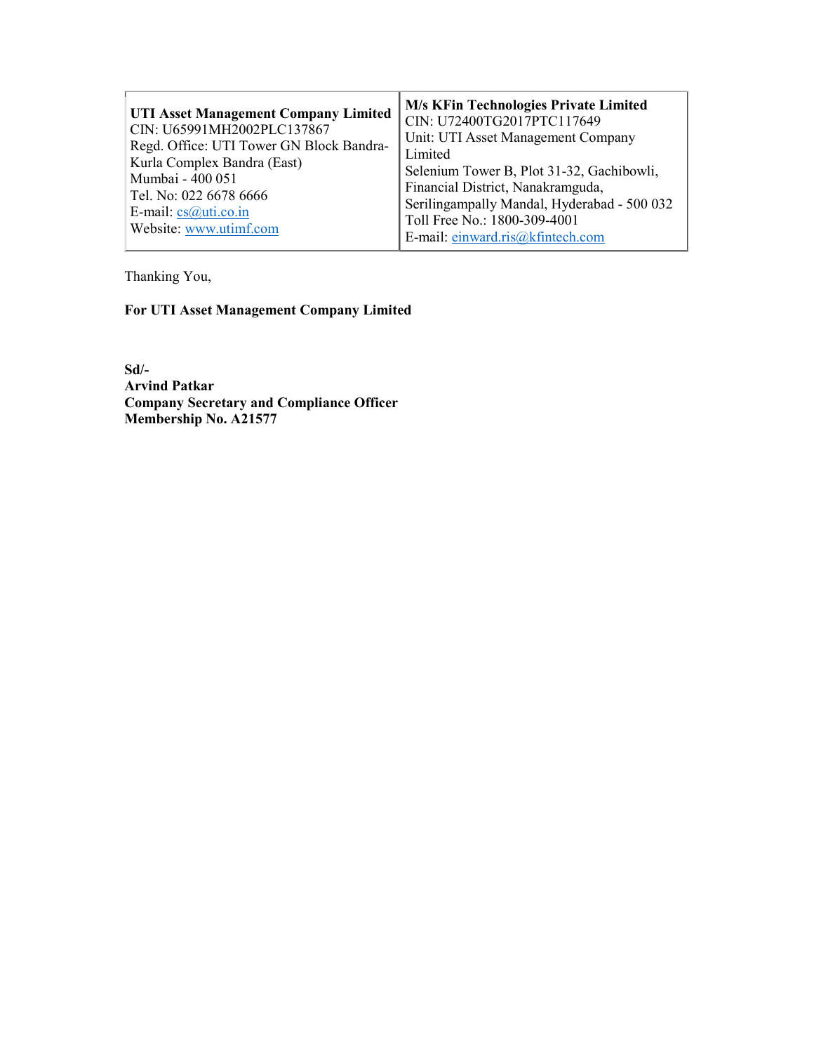| **UTI Asset Management Company Limited**<br>CIN: U65991MH2002PLC137867<br>Regd. Office: UTI Tower GN Block Bandra-Kurla Complex Bandra (East)<br>Mumbai - 400 051<br>Tel. No: 022 6678 6666<br>E-mail: cs@uti.co.in<br>Website: www.utimf.com | **M/s KFin Technologies Private Limited**<br>CIN: U72400TG2017PTC117649<br>Unit: UTI Asset Management Company Limited<br>Selenium Tower B, Plot 31-32, Gachibowli, Financial District, Nanakramguda, Serilingampally Mandal, Hyderabad - 500 032<br>Toll Free No.: 1800-309-4001<br>E-mail: einward.ris@kfintech.com |
|---|---|

Thanking You,

**For UTI Asset Management Company Limited**

**Sd/-**
**Arvind Patkar**
**Company Secretary and Compliance Officer**
**Membership No. A21577**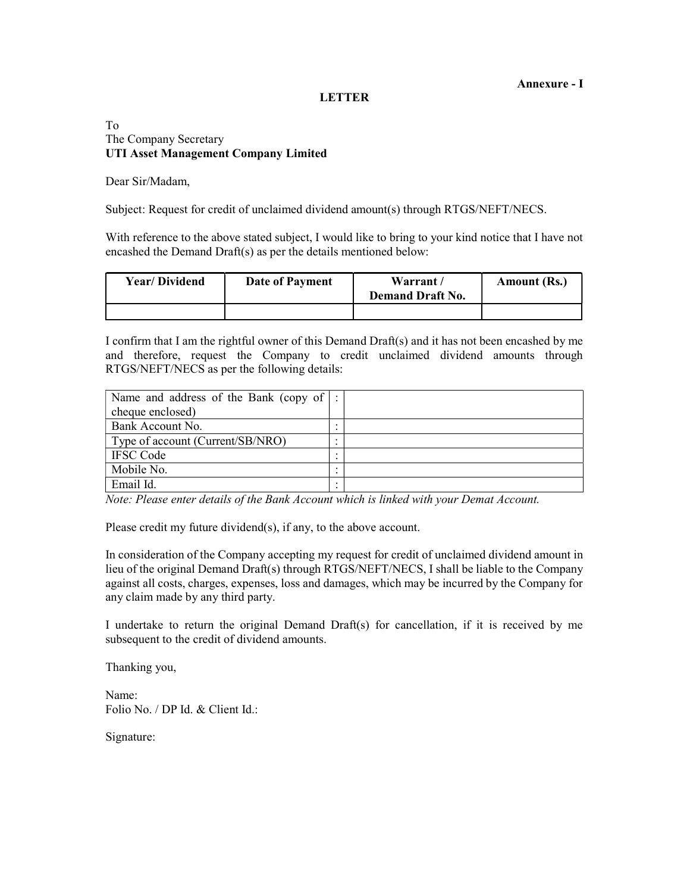**Annexure - I**

**LETTER**

To
The Company Secretary
**UTI Asset Management Company Limited**

Dear Sir/Madam,

Subject: Request for credit of unclaimed dividend amount(s) through RTGS/NEFT/NECS.

With reference to the above stated subject, I would like to bring to your kind notice that I have not encashed the Demand Draft(s) as per the details mentioned below:

| Year/ Dividend | Date of Payment | Warrant / Demand Draft No. | Amount (Rs.) |
|---|---|---|---|
| | | | |

I confirm that I am the rightful owner of this Demand Draft(s) and it has not been encashed by me and therefore, request the Company to credit unclaimed dividend amounts through RTGS/NEFT/NECS as per the following details:

| | | |
|---|---|---|
| Name and address of the Bank (copy of cheque enclosed) | : | |
| Bank Account No. | : | |
| Type of account (Current/SB/NRO) | : | |
| IFSC Code | : | |
| Mobile No. | : | |
| Email Id. | : | |

*Note: Please enter details of the Bank Account which is linked with your Demat Account.*

Please credit my future dividend(s), if any, to the above account.

In consideration of the Company accepting my request for credit of unclaimed dividend amount in lieu of the original Demand Draft(s) through RTGS/NEFT/NECS, I shall be liable to the Company against all costs, charges, expenses, loss and damages, which may be incurred by the Company for any claim made by any third party.

I undertake to return the original Demand Draft(s) for cancellation, if it is received by me subsequent to the credit of dividend amounts.

Thanking you,

Name:
Folio No. / DP Id. & Client Id.:

Signature: